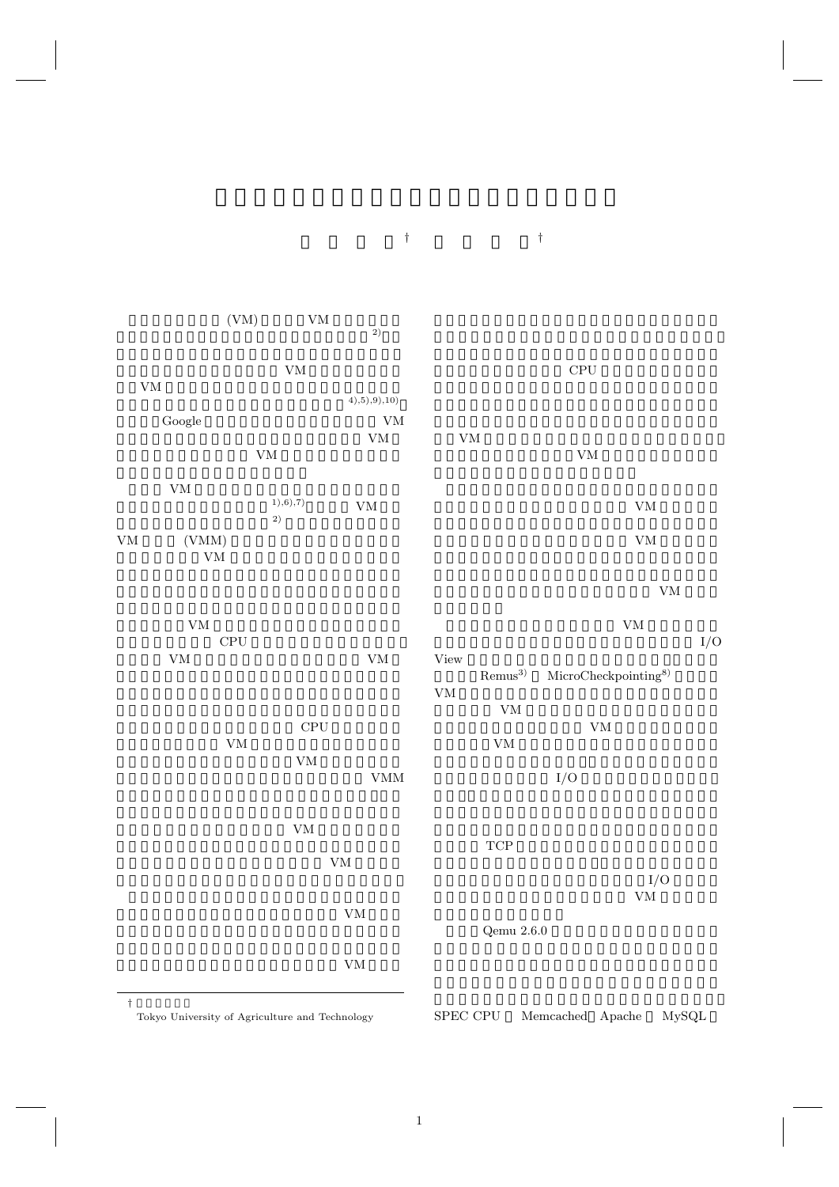† †

(VM) VM [2]

VM

VM

[4),5),9),10)]

Google VM

VM

VM

VM

[1),6),7)] VM

[2)]

VM (VMM)

VM

VM

CPU

VM VM

CPU

VM

VM

VMM

VM

VM

VM

VM

CPU

VM

VM

VM

VM

VM

VM

I/O

View

Remus[3] MicroCheckpointing[8]

VM

VM

VM

VM

I/O

TCP

I/O

VM

Qemu 2.6.0

SPEC CPU Memcached Apache MySQL

---

†

Tokyo University of Agriculture and Technology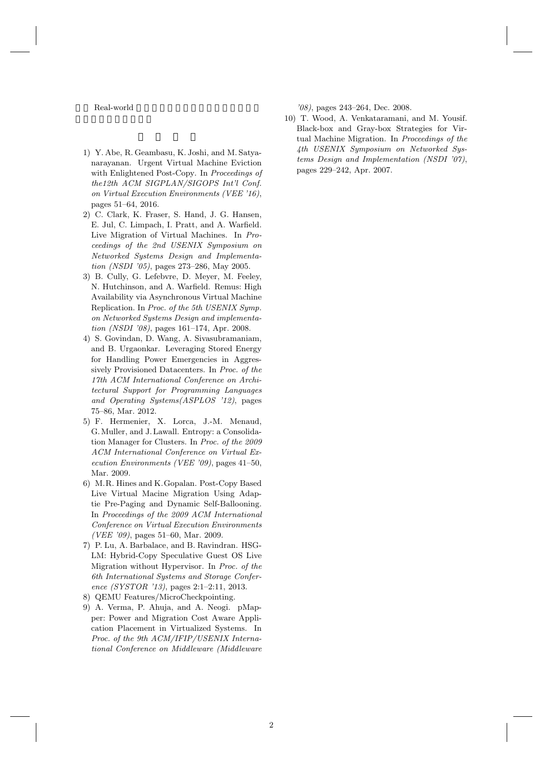Real-world

1) Y. Abe, R. Geambasu, K. Joshi, and M. Satyanarayanan. Urgent Virtual Machine Eviction with Enlightened Post-Copy. In *Proceedings of the12th ACM SIGPLAN/SIGOPS Int'l Conf. on Virtual Execution Environments (VEE '16)*, pages 51–64, 2016.
2) C. Clark, K. Fraser, S. Hand, J. G. Hansen, E. Jul, C. Limpach, I. Pratt, and A. Warfield. Live Migration of Virtual Machines. In *Proceedings of the 2nd USENIX Symposium on Networked Systems Design and Implementation (NSDI '05)*, pages 273–286, May 2005.
3) B. Cully, G. Lefebvre, D. Meyer, M. Feeley, N. Hutchinson, and A. Warfield. Remus: High Availability via Asynchronous Virtual Machine Replication. In *Proc. of the 5th USENIX Symp. on Networked Systems Design and implementation (NSDI '08)*, pages 161–174, Apr. 2008.
4) S. Govindan, D. Wang, A. Sivasubramaniam, and B. Urgaonkar. Leveraging Stored Energy for Handling Power Emergencies in Aggressively Provisioned Datacenters. In *Proc. of the 17th ACM International Conference on Architectural Support for Programming Languages and Operating Systems(ASPLOS '12)*, pages 75–86, Mar. 2012.
5) F. Hermenier, X. Lorca, J.-M. Menaud, G. Muller, and J. Lawall. Entropy: a Consolidation Manager for Clusters. In *Proc. of the 2009 ACM International Conference on Virtual Execution Environments (VEE '09)*, pages 41–50, Mar. 2009.
6) M.R. Hines and K. Gopalan. Post-Copy Based Live Virtual Macine Migration Using Adaptie Pre-Paging and Dynamic Self-Ballooning. In *Proceedings of the 2009 ACM International Conference on Virtual Execution Environments (VEE '09)*, pages 51–60, Mar. 2009.
7) P. Lu, A. Barbalace, and B. Ravindran. HSG-LM: Hybrid-Copy Speculative Guest OS Live Migration without Hypervisor. In *Proc. of the 6th International Systems and Storage Conference (SYSTOR '13)*, pages 2:1–2:11, 2013.
8) QEMU Features/MicroCheckpointing.
9) A. Verma, P. Ahuja, and A. Neogi. pMapper: Power and Migration Cost Aware Application Placement in Virtualized Systems. In *Proc. of the 9th ACM/IFIP/USENIX International Conference on Middleware (Middleware '08)*, pages 243–264, Dec. 2008.
10) T. Wood, A. Venkataramani, and M. Yousif. Black-box and Gray-box Strategies for Virtual Machine Migration. In *Proceedings of the 4th USENIX Symposium on Networked Systems Design and Implementation (NSDI '07)*, pages 229–242, Apr. 2007.